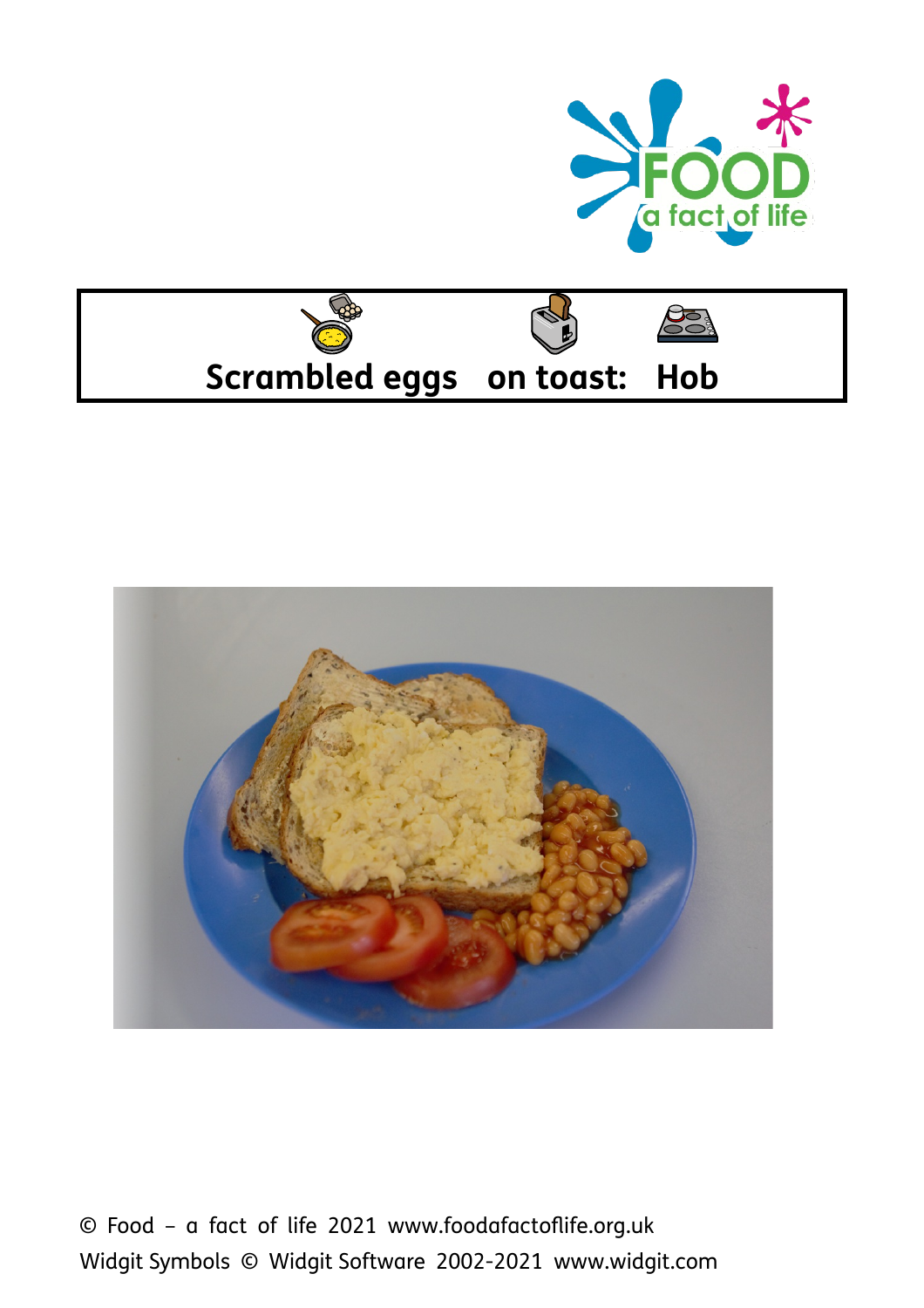# Scrambled eggs on toast: Hob

© Food – a fact of life 2021 www.foodafactoflife.org.uk
Widgit Symbols © Widgit Software 2002-2021 www.widgit.com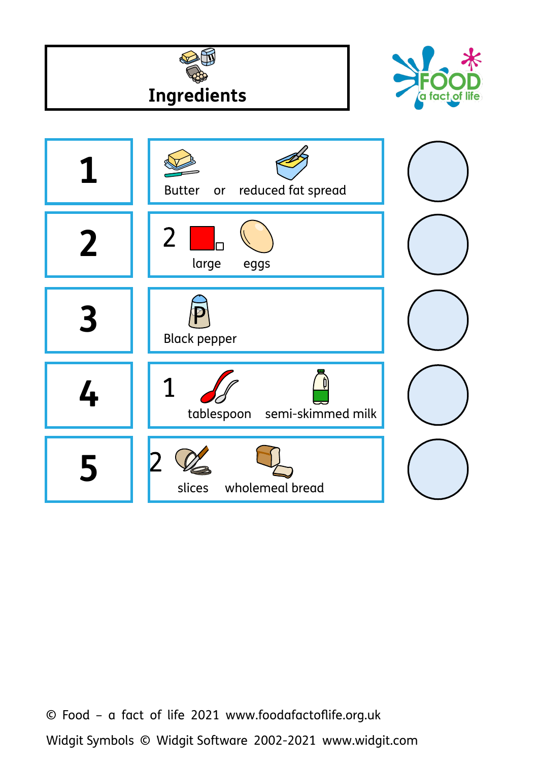# Ingredients

| | | |
|---|---|---|
| 1 | Butter or reduced fat spread | |
| 2 | 2 large eggs | |
| 3 | Black pepper | |
| 4 | 1 tablespoon semi-skimmed milk | |
| 5 | 2 slices wholemeal bread | |

© Food – a fact of life 2021 www.foodafactoflife.org.uk

Widgit Symbols © Widgit Software 2002-2021 www.widgit.com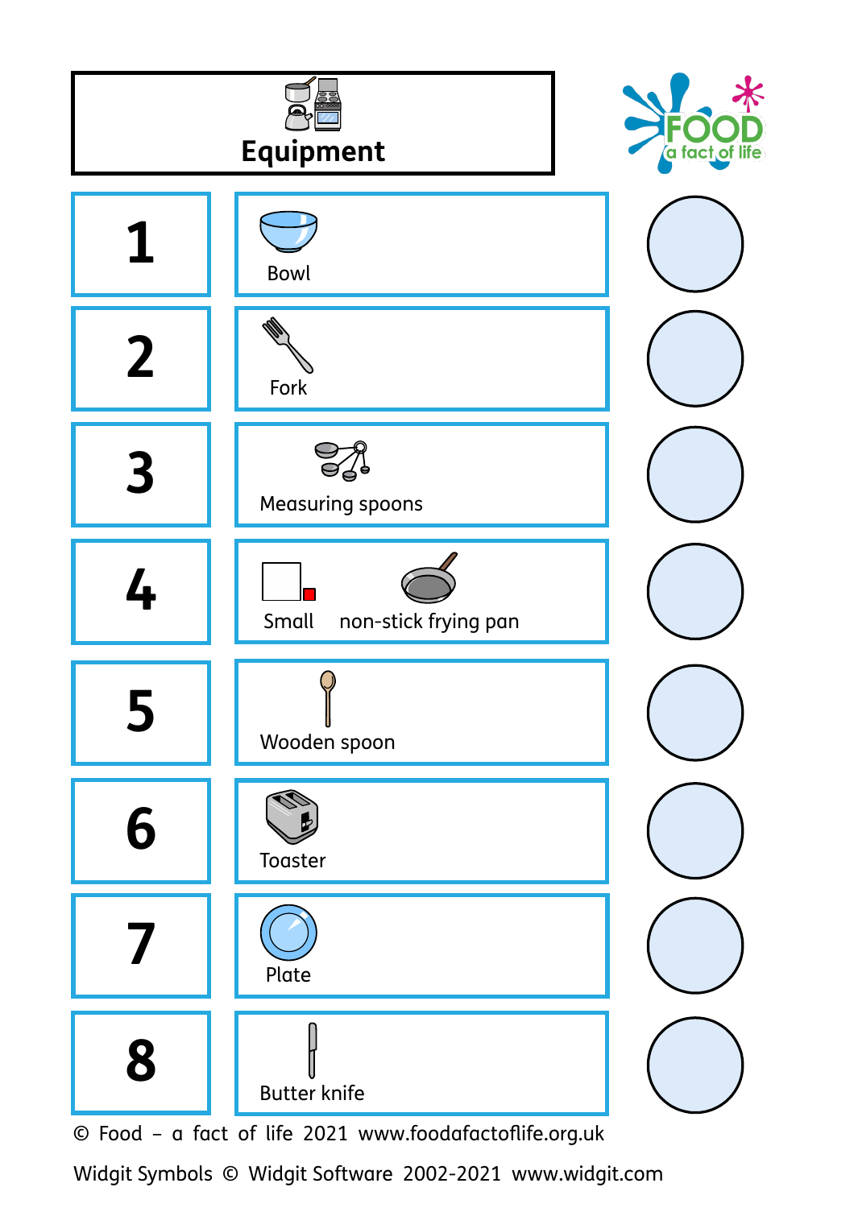# Equipment

FOOD a fact of life

| | | |
|---|---|---|
| 1 | Bowl | |
| 2 | Fork | |
| 3 | Measuring spoons | |
| 4 | Small non-stick frying pan | |
| 5 | Wooden spoon | |
| 6 | Toaster | |
| 7 | Plate | |
| 8 | Butter knife | |

© Food – a fact of life 2021 www.foodafactoflife.org.uk

Widgit Symbols © Widgit Software 2002-2021 www.widgit.com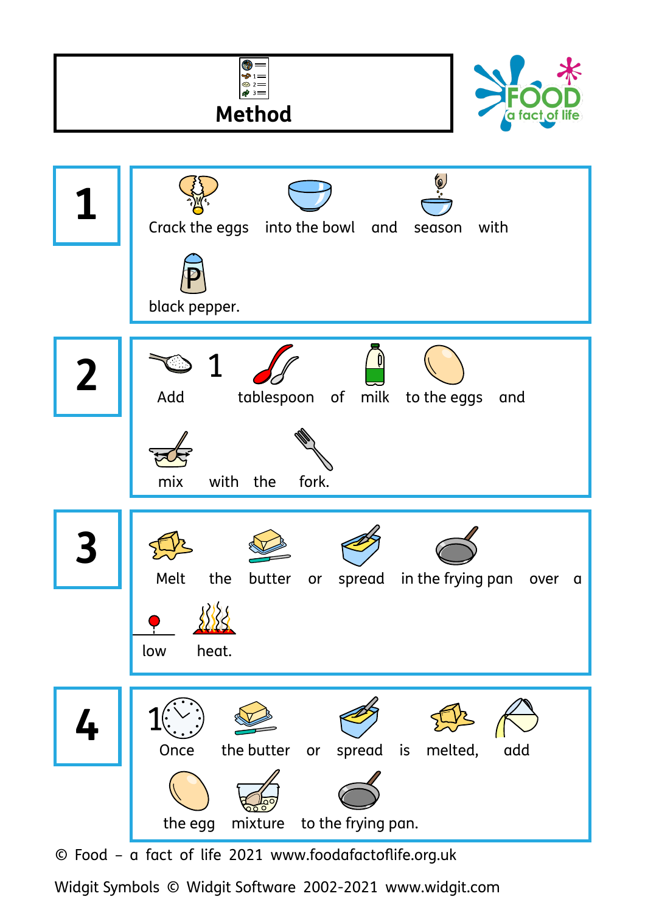# Method

1. Crack the eggs into the bowl and season with black pepper.

2. Add 1 tablespoon of milk to the eggs and mix with the fork.

3. Melt the butter or spread in the frying pan over a low heat.

4. Once the butter or spread is melted, add the egg mixture to the frying pan.

© Food – a fact of life 2021 www.foodafactoflife.org.uk

Widgit Symbols © Widgit Software 2002-2021 www.widgit.com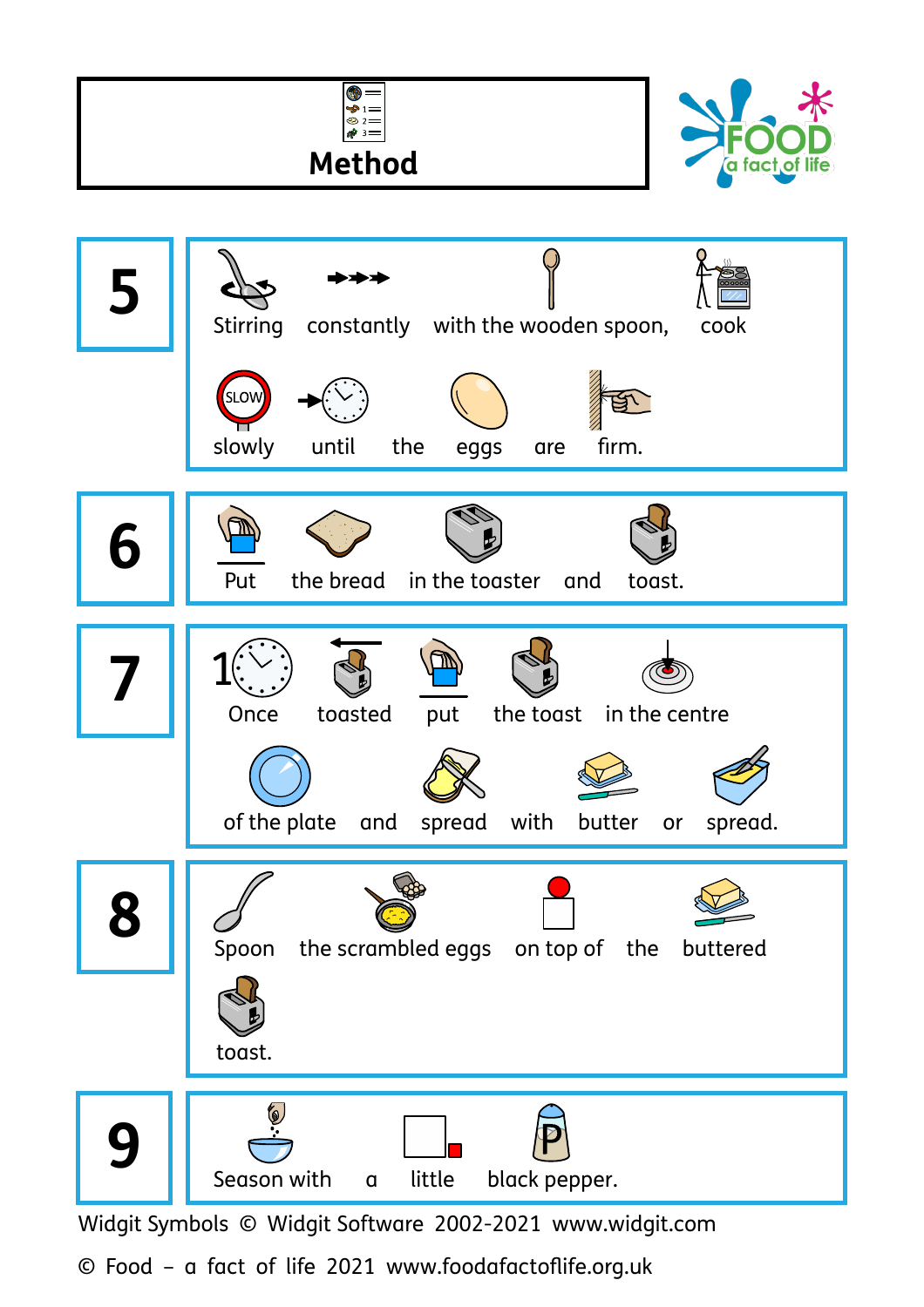# Method

**5** Stirring constantly with the wooden spoon, cook slowly until the eggs are firm.

**6** Put the bread in the toaster and toast.

**7** Once toasted put the toast in the centre of the plate and spread with butter or spread.

**8** Spoon the scrambled eggs on top of the buttered toast.

**9** Season with a little black pepper.

Widgit Symbols © Widgit Software 2002-2021 www.widgit.com

© Food – a fact of life 2021 www.foodafactoflife.org.uk